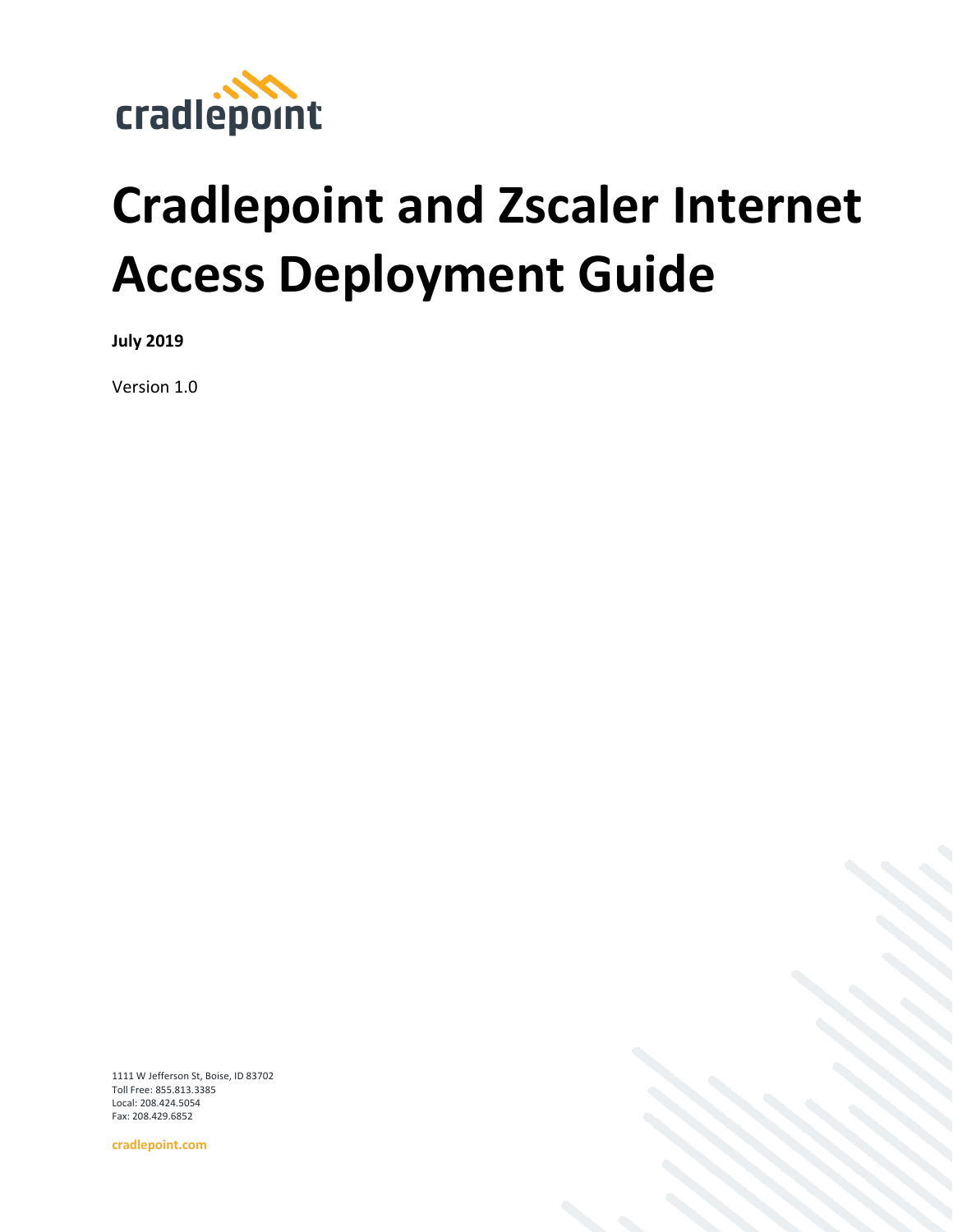cradlepoint

# Cradlepoint and Zscaler Internet Access Deployment Guide

**July 2019**

Version 1.0

1111 W Jefferson St, Boise, ID 83702
Toll Free: 855.813.3385
Local: 208.424.5054
Fax: 208.429.6852

**cradlepoint.com**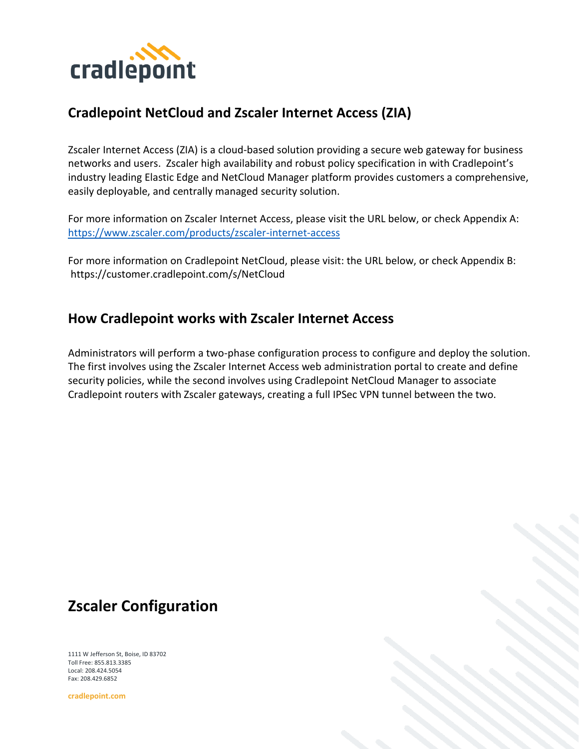## Cradlepoint NetCloud and Zscaler Internet Access (ZIA)

Zscaler Internet Access (ZIA) is a cloud-based solution providing a secure web gateway for business networks and users. Zscaler high availability and robust policy specification in with Cradlepoint's industry leading Elastic Edge and NetCloud Manager platform provides customers a comprehensive, easily deployable, and centrally managed security solution.

For more information on Zscaler Internet Access, please visit the URL below, or check Appendix A:
https://www.zscaler.com/products/zscaler-internet-access

For more information on Cradlepoint NetCloud, please visit: the URL below, or check Appendix B:
https://customer.cradlepoint.com/s/NetCloud

## How Cradlepoint works with Zscaler Internet Access

Administrators will perform a two-phase configuration process to configure and deploy the solution. The first involves using the Zscaler Internet Access web administration portal to create and define security policies, while the second involves using Cradlepoint NetCloud Manager to associate Cradlepoint routers with Zscaler gateways, creating a full IPSec VPN tunnel between the two.

## Zscaler Configuration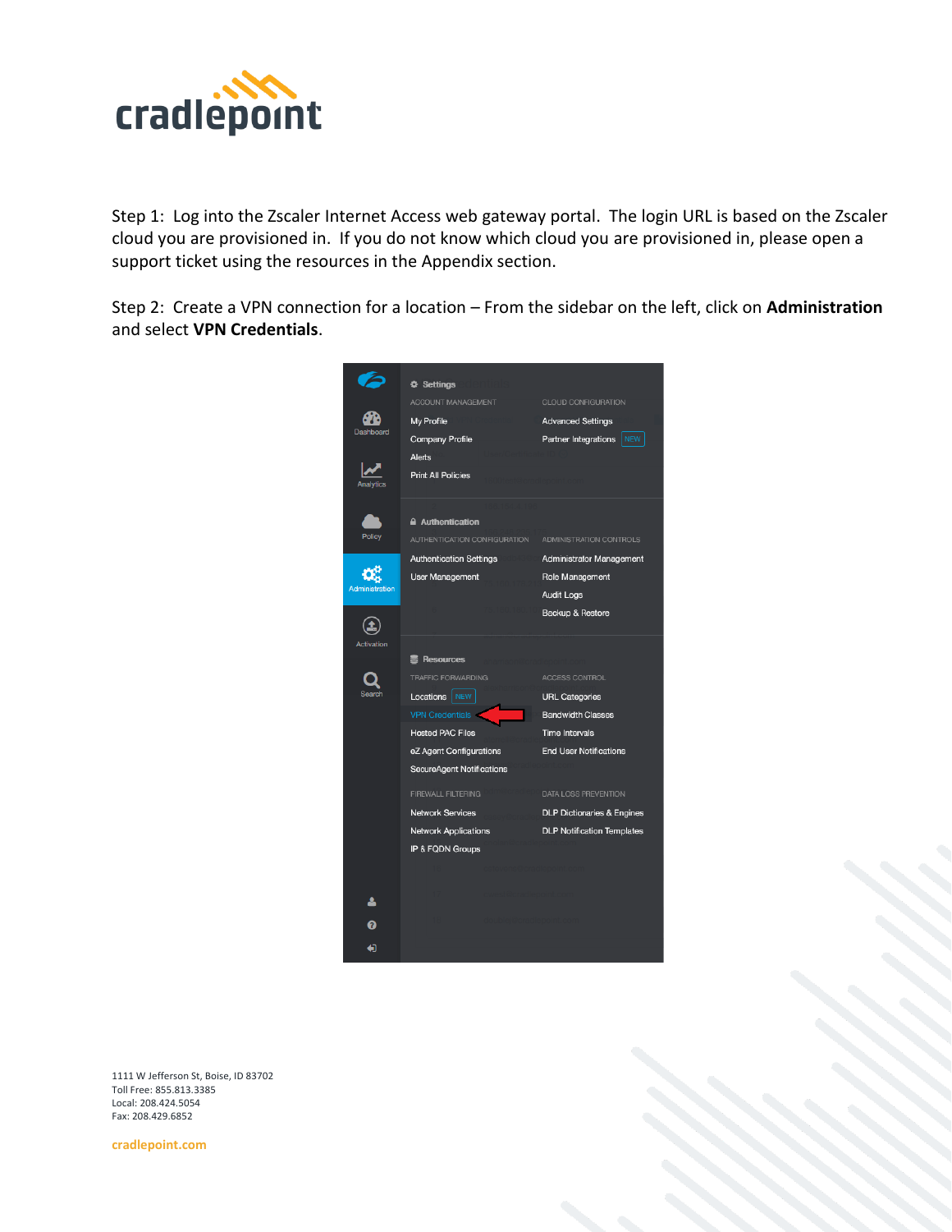Step 1: Log into the Zscaler Internet Access web gateway portal. The login URL is based on the Zscaler cloud you are provisioned in. If you do not know which cloud you are provisioned in, please open a support ticket using the resources in the Appendix section.

Step 2: Create a VPN connection for a location – From the sidebar on the left, click on **Administration** and select **VPN Credentials**.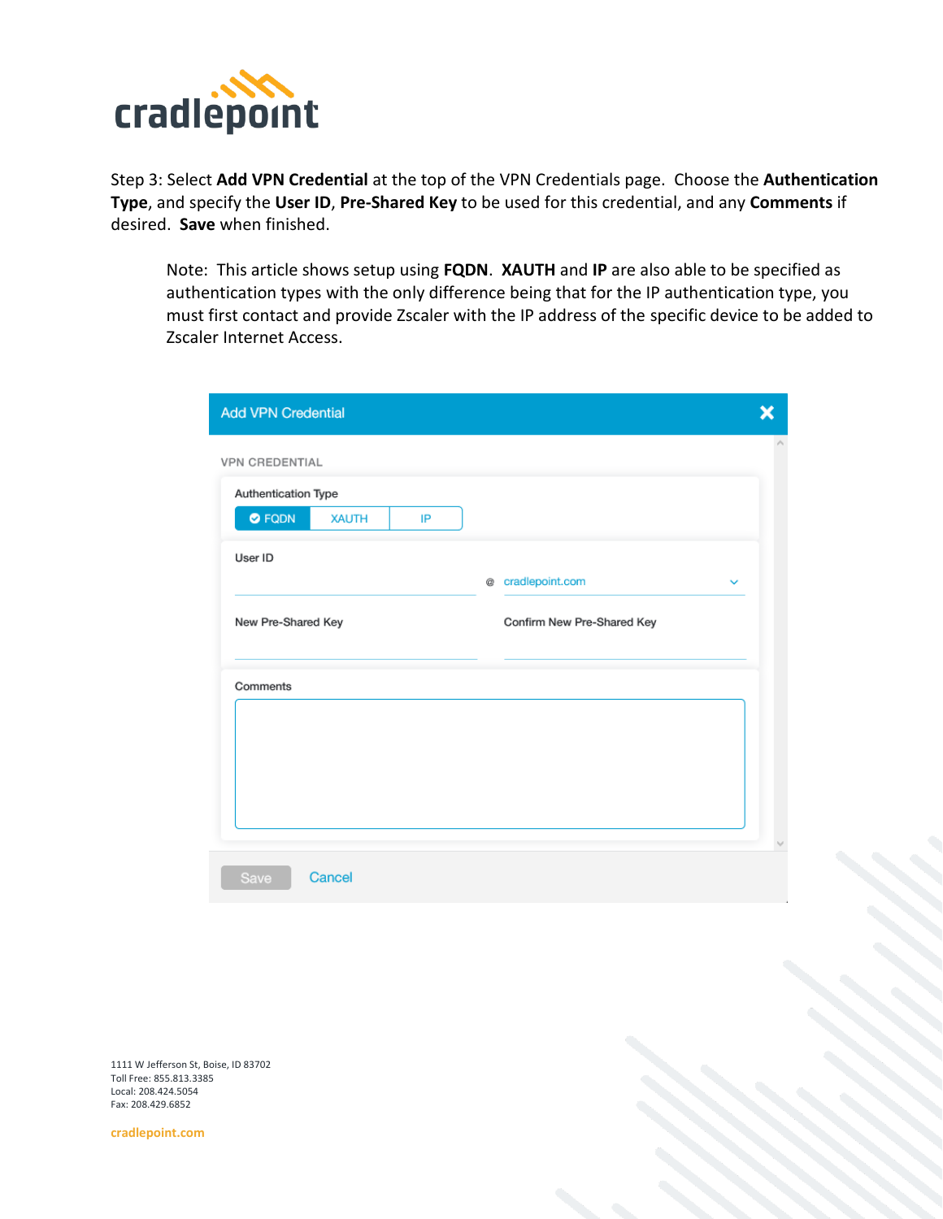Step 3: Select **Add VPN Credential** at the top of the VPN Credentials page. Choose the **Authentication Type**, and specify the **User ID**, **Pre-Shared Key** to be used for this credential, and any **Comments** if desired. **Save** when finished.

> Note: This article shows setup using **FQDN**. **XAUTH** and **IP** are also able to be specified as authentication types with the only difference being that for the IP authentication type, you must first contact and provide Zscaler with the IP address of the specific device to be added to Zscaler Internet Access.

Add VPN Credential

VPN CREDENTIAL

Authentication Type

FQDN | XAUTH | IP

User ID

@ cradlepoint.com

New Pre-Shared Key

Confirm New Pre-Shared Key

Comments

Save Cancel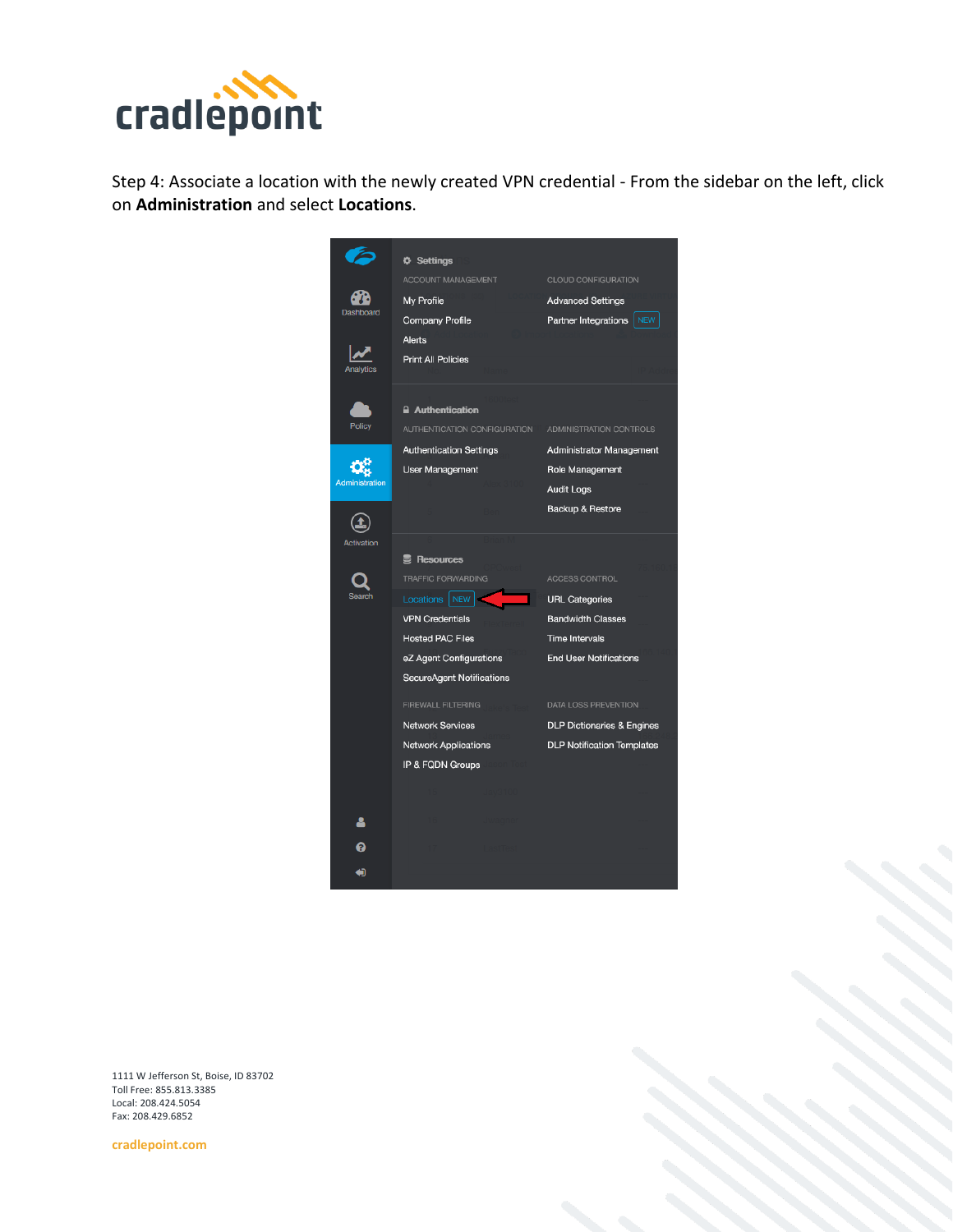Step 4: Associate a location with the newly created VPN credential - From the sidebar on the left, click on **Administration** and select **Locations**.

Settings

| ACCOUNT MANAGEMENT | CLOUD CONFIGURATION |
| --- | --- |
| My Profile | Advanced Settings |
| Company Profile | Partner Integrations NEW |
| Alerts | |
| Print All Policies | |

Authentication

| AUTHENTICATION CONFIGURATION | ADMINISTRATION CONTROLS |
| --- | --- |
| Authentication Settings | Administrator Management |
| User Management | Role Management |
| | Audit Logs |
| | Backup & Restore |

Resources

| TRAFFIC FORWARDING | ACCESS CONTROL |
| --- | --- |
| Locations NEW | URL Categories |
| VPN Credentials | Bandwidth Classes |
| Hosted PAC Files | Time Intervals |
| eZ Agent Configurations | End User Notifications |
| SecureAgent Notifications | |

| FIREWALL FILTERING | DATA LOSS PREVENTION |
| --- | --- |
| Network Services | DLP Dictionaries & Engines |
| Network Applications | DLP Notification Templates |
| IP & FQDN Groups | |

1111 W Jefferson St, Boise, ID 83702
Toll Free: 855.813.3385
Local: 208.424.5054
Fax: 208.429.6852

cradlepoint.com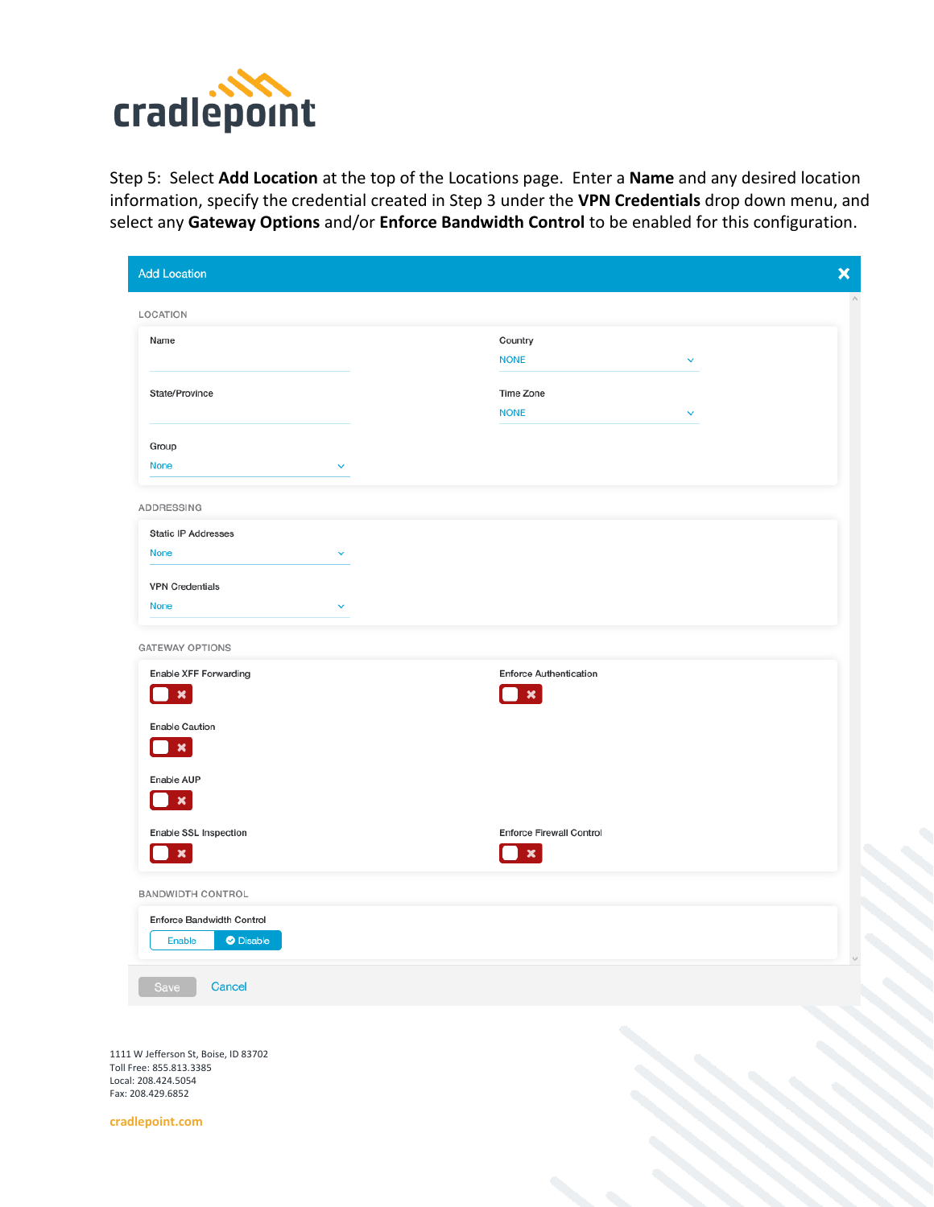Step 5: Select **Add Location** at the top of the Locations page. Enter a **Name** and any desired location information, specify the credential created in Step 3 under the **VPN Credentials** drop down menu, and select any **Gateway Options** and/or **Enforce Bandwidth Control** to be enabled for this configuration.

Add Location

LOCATION

Name

Country
NONE

State/Province

Time Zone
NONE

Group
None

ADDRESSING

Static IP Addresses
None

VPN Credentials
None

GATEWAY OPTIONS

Enable XFF Forwarding

Enforce Authentication

Enable Caution

Enable AUP

Enable SSL Inspection

Enforce Firewall Control

BANDWIDTH CONTROL

Enforce Bandwidth Control

Enable | Disable

Save Cancel

1111 W Jefferson St, Boise, ID 83702
Toll Free: 855.813.3385
Local: 208.424.5054
Fax: 208.429.6852

cradlepoint.com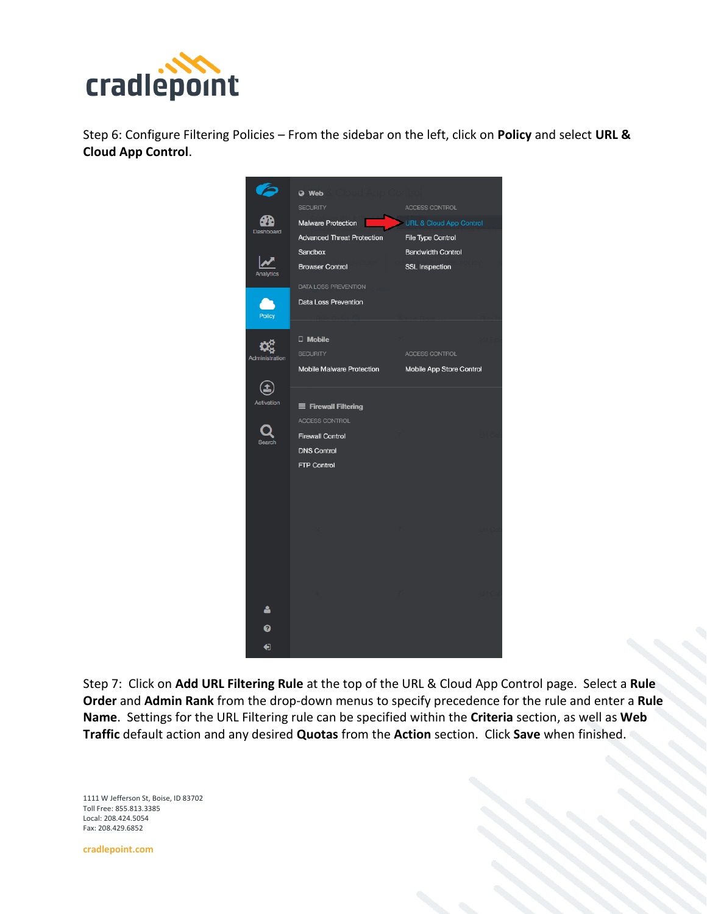Step 6: Configure Filtering Policies – From the sidebar on the left, click on **Policy** and select **URL & Cloud App Control**.

Step 7: Click on **Add URL Filtering Rule** at the top of the URL & Cloud App Control page. Select a **Rule Order** and **Admin Rank** from the drop-down menus to specify precedence for the rule and enter a **Rule Name**. Settings for the URL Filtering rule can be specified within the **Criteria** section, as well as **Web Traffic** default action and any desired **Quotas** from the **Action** section. Click **Save** when finished.

1111 W Jefferson St, Boise, ID 83702
Toll Free: 855.813.3385
Local: 208.424.5054
Fax: 208.429.6852

cradlepoint.com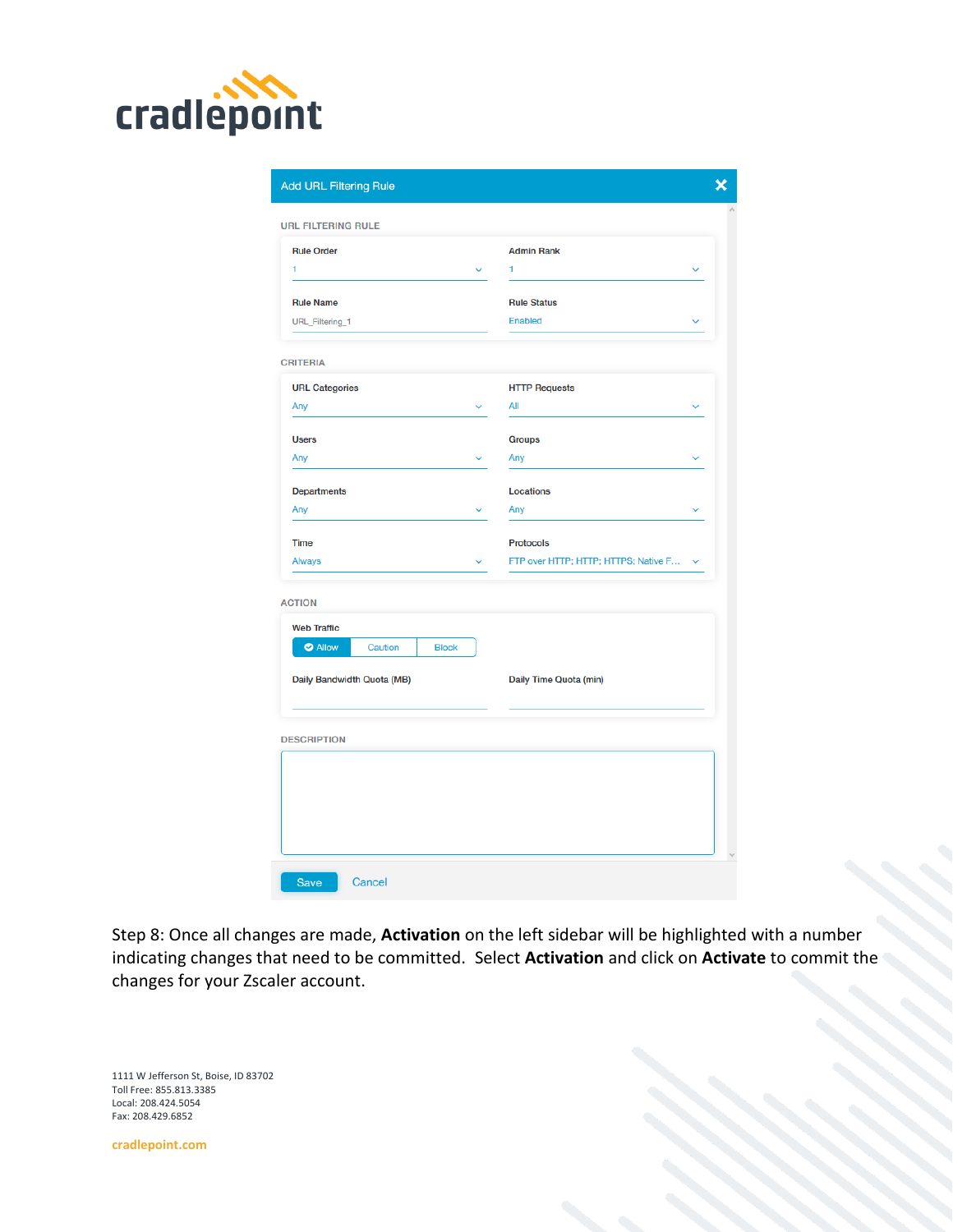Add URL Filtering Rule

URL FILTERING RULE

| Rule Order | Admin Rank |
|---|---|
| 1 | 1 |

| Rule Name | Rule Status |
|---|---|
| URL_Filtering_1 | Enabled |

CRITERIA

| URL Categories | HTTP Requests |
|---|---|
| Any | All |

| Users | Groups |
|---|---|
| Any | Any |

| Departments | Locations |
|---|---|
| Any | Any |

| Time | Protocols |
|---|---|
| Always | FTP over HTTP; HTTP; HTTPS; Native F... |

ACTION

Web Traffic

Allow | Caution | Block

Daily Bandwidth Quota (MB)

Daily Time Quota (min)

DESCRIPTION

Save Cancel

Step 8: Once all changes are made, **Activation** on the left sidebar will be highlighted with a number indicating changes that need to be committed. Select **Activation** and click on **Activate** to commit the changes for your Zscaler account.

1111 W Jefferson St, Boise, ID 83702
Toll Free: 855.813.3385
Local: 208.424.5054
Fax: 208.429.6852

cradlepoint.com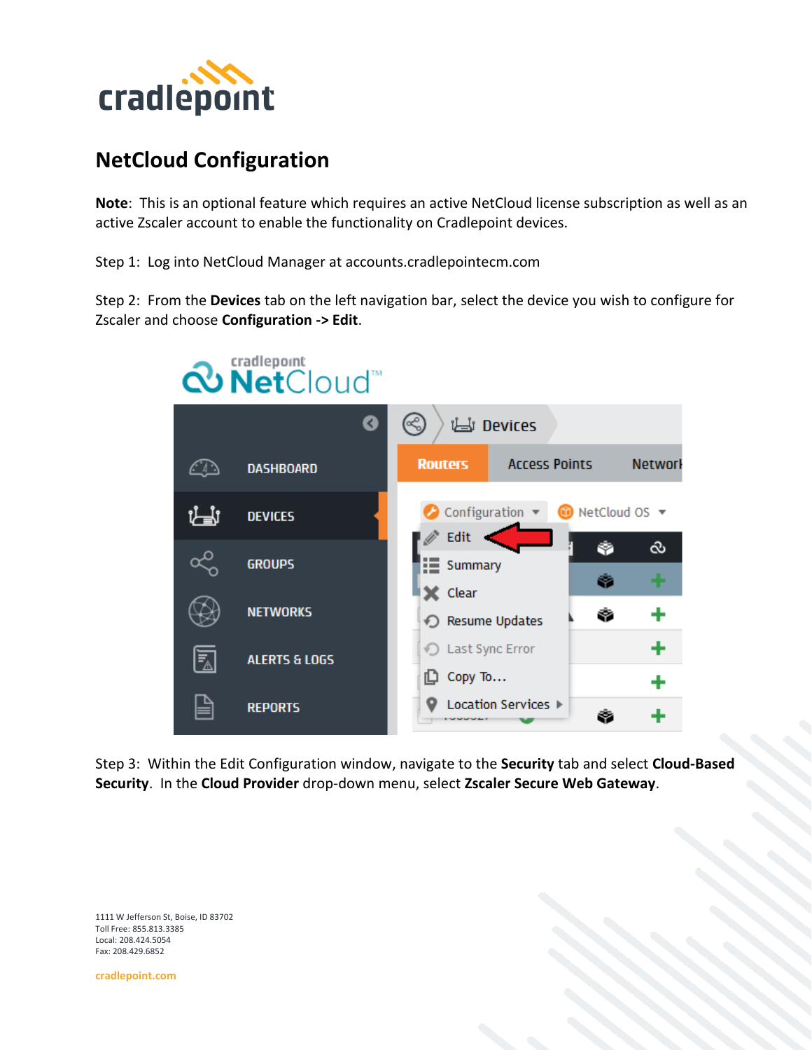## NetCloud Configuration

**Note**: This is an optional feature which requires an active NetCloud license subscription as well as an active Zscaler account to enable the functionality on Cradlepoint devices.

Step 1: Log into NetCloud Manager at accounts.cradlepointecm.com

Step 2: From the **Devices** tab on the left navigation bar, select the device you wish to configure for Zscaler and choose **Configuration -> Edit**.

Step 3: Within the Edit Configuration window, navigate to the **Security** tab and select **Cloud-Based Security**. In the **Cloud Provider** drop-down menu, select **Zscaler Secure Web Gateway**.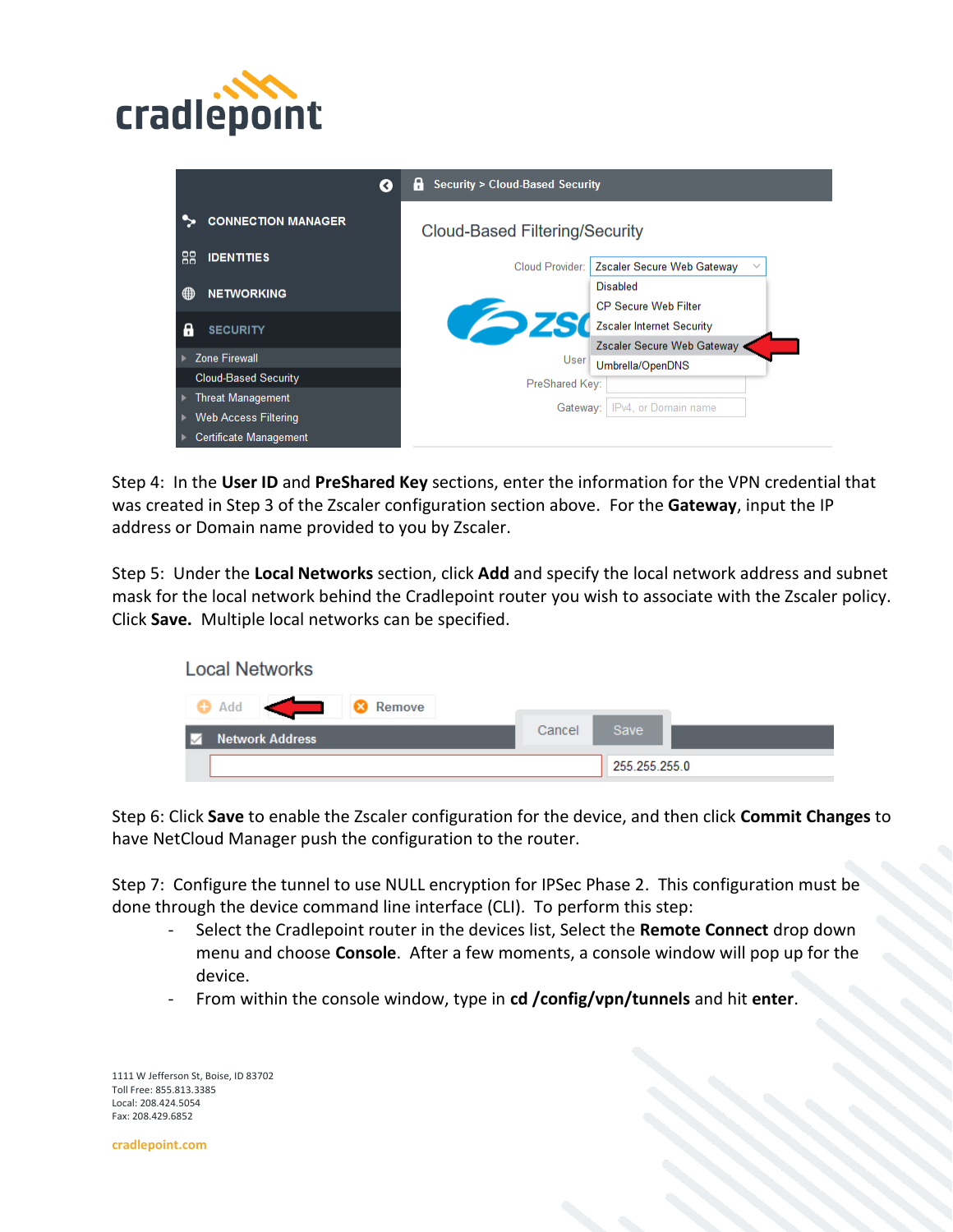Step 4: In the **User ID** and **PreShared Key** sections, enter the information for the VPN credential that was created in Step 3 of the Zscaler configuration section above. For the **Gateway**, input the IP address or Domain name provided to you by Zscaler.

Step 5: Under the **Local Networks** section, click **Add** and specify the local network address and subnet mask for the local network behind the Cradlepoint router you wish to associate with the Zscaler policy. Click **Save.** Multiple local networks can be specified.

Step 6: Click **Save** to enable the Zscaler configuration for the device, and then click **Commit Changes** to have NetCloud Manager push the configuration to the router.

Step 7: Configure the tunnel to use NULL encryption for IPSec Phase 2. This configuration must be done through the device command line interface (CLI). To perform this step:

- Select the Cradlepoint router in the devices list, Select the **Remote Connect** drop down menu and choose **Console**. After a few moments, a console window will pop up for the device.
- From within the console window, type in **cd /config/vpn/tunnels** and hit **enter**.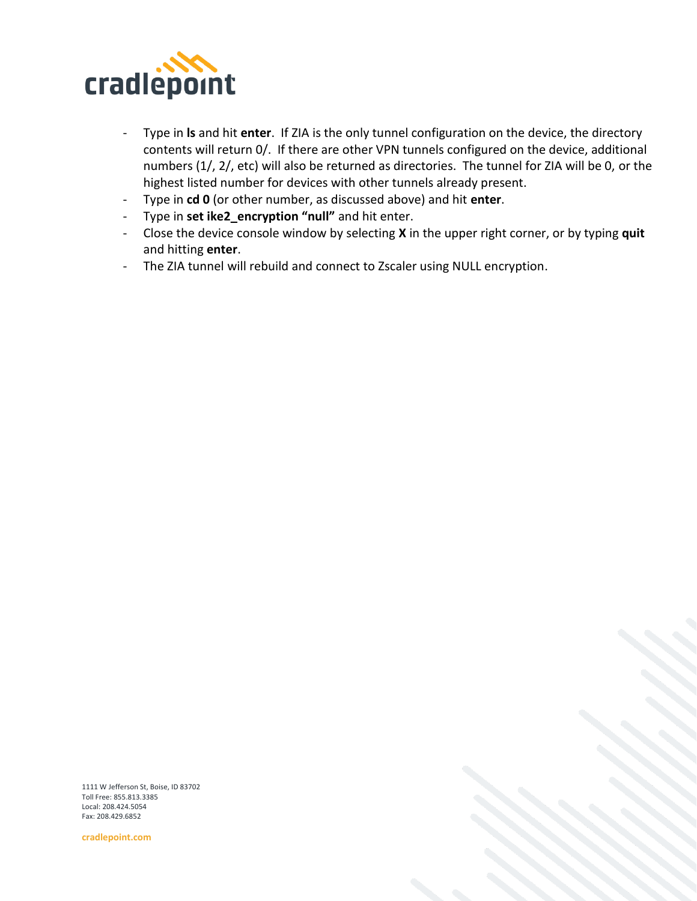- Type in **ls** and hit **enter**. If ZIA is the only tunnel configuration on the device, the directory contents will return 0/. If there are other VPN tunnels configured on the device, additional numbers (1/, 2/, etc) will also be returned as directories. The tunnel for ZIA will be 0, or the highest listed number for devices with other tunnels already present.
- Type in **cd 0** (or other number, as discussed above) and hit **enter**.
- Type in **set ike2_encryption "null"** and hit enter.
- Close the device console window by selecting **X** in the upper right corner, or by typing **quit** and hitting **enter**.
- The ZIA tunnel will rebuild and connect to Zscaler using NULL encryption.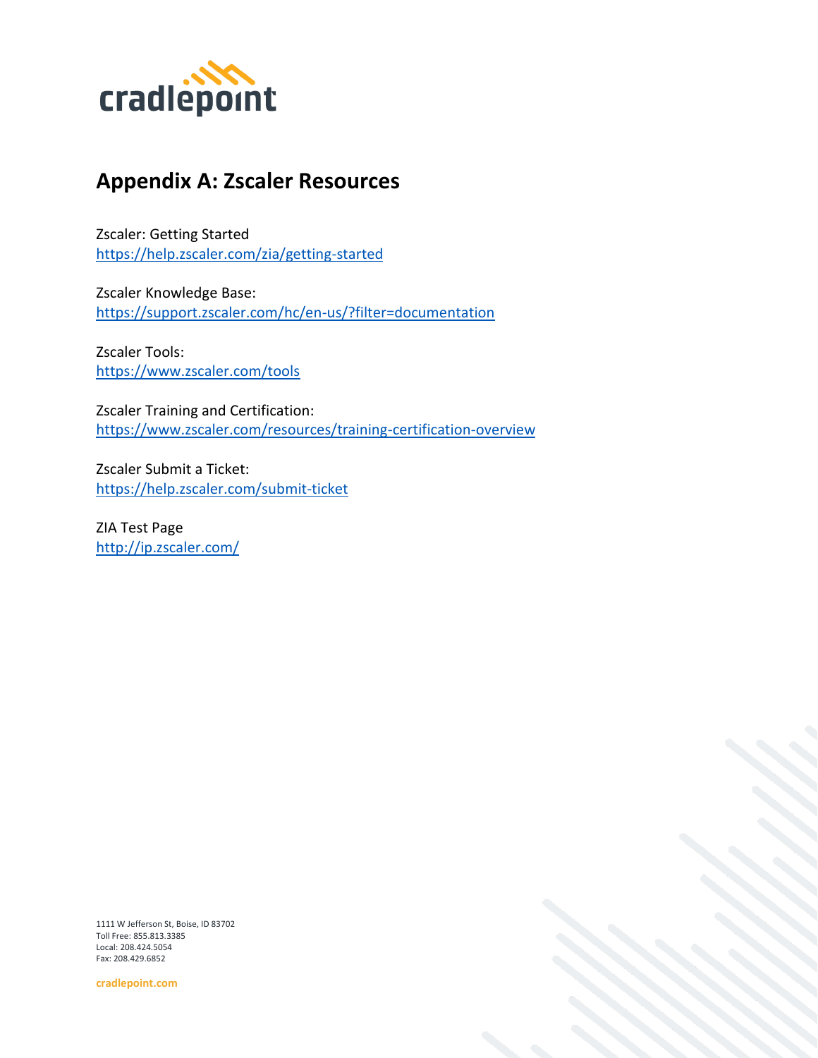# Appendix A: Zscaler Resources

Zscaler: Getting Started
https://help.zscaler.com/zia/getting-started

Zscaler Knowledge Base:
https://support.zscaler.com/hc/en-us/?filter=documentation

Zscaler Tools:
https://www.zscaler.com/tools

Zscaler Training and Certification:
https://www.zscaler.com/resources/training-certification-overview

Zscaler Submit a Ticket:
https://help.zscaler.com/submit-ticket

ZIA Test Page
http://ip.zscaler.com/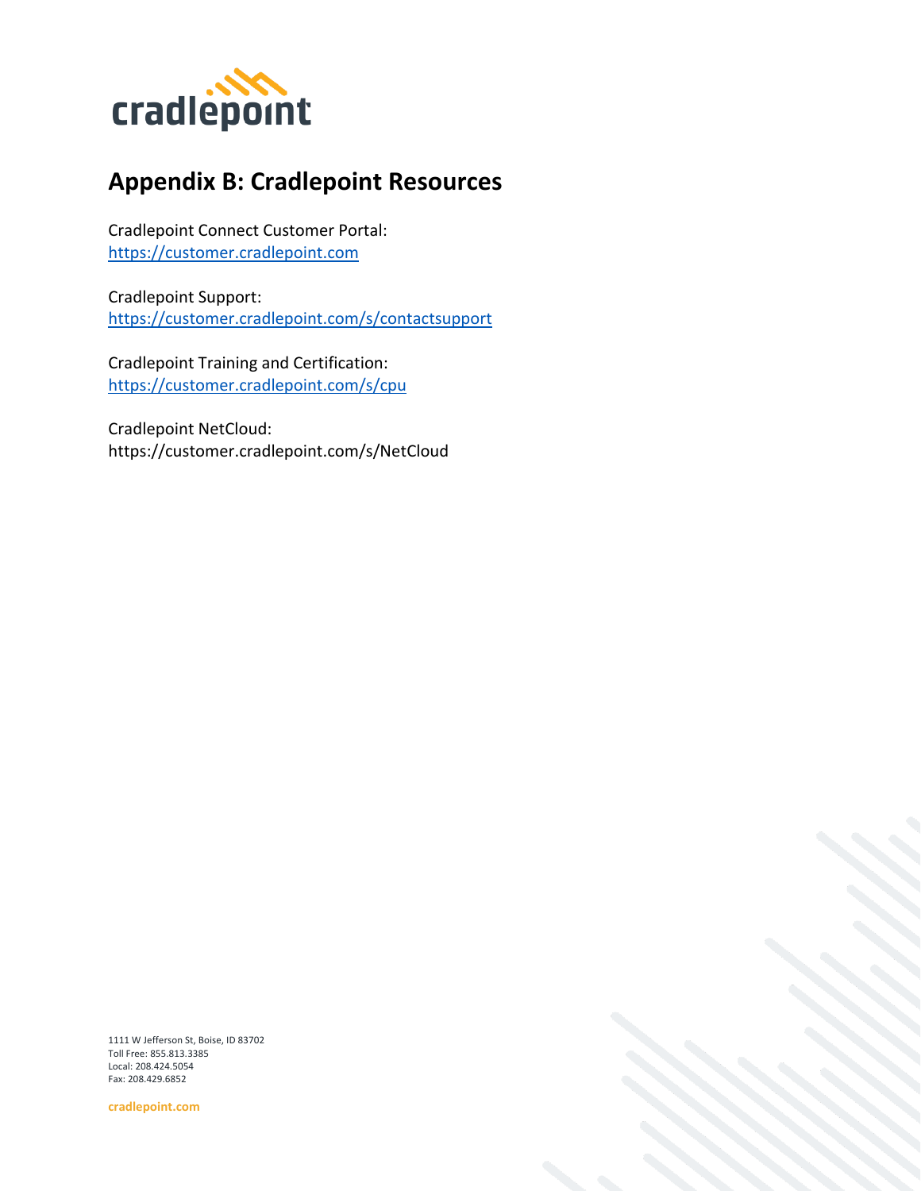# Appendix B: Cradlepoint Resources

Cradlepoint Connect Customer Portal:
https://customer.cradlepoint.com

Cradlepoint Support:
https://customer.cradlepoint.com/s/contactsupport

Cradlepoint Training and Certification:
https://customer.cradlepoint.com/s/cpu

Cradlepoint NetCloud:
https://customer.cradlepoint.com/s/NetCloud

1111 W Jefferson St, Boise, ID 83702
Toll Free: 855.813.3385
Local: 208.424.5054
Fax: 208.429.6852

**cradlepoint.com**